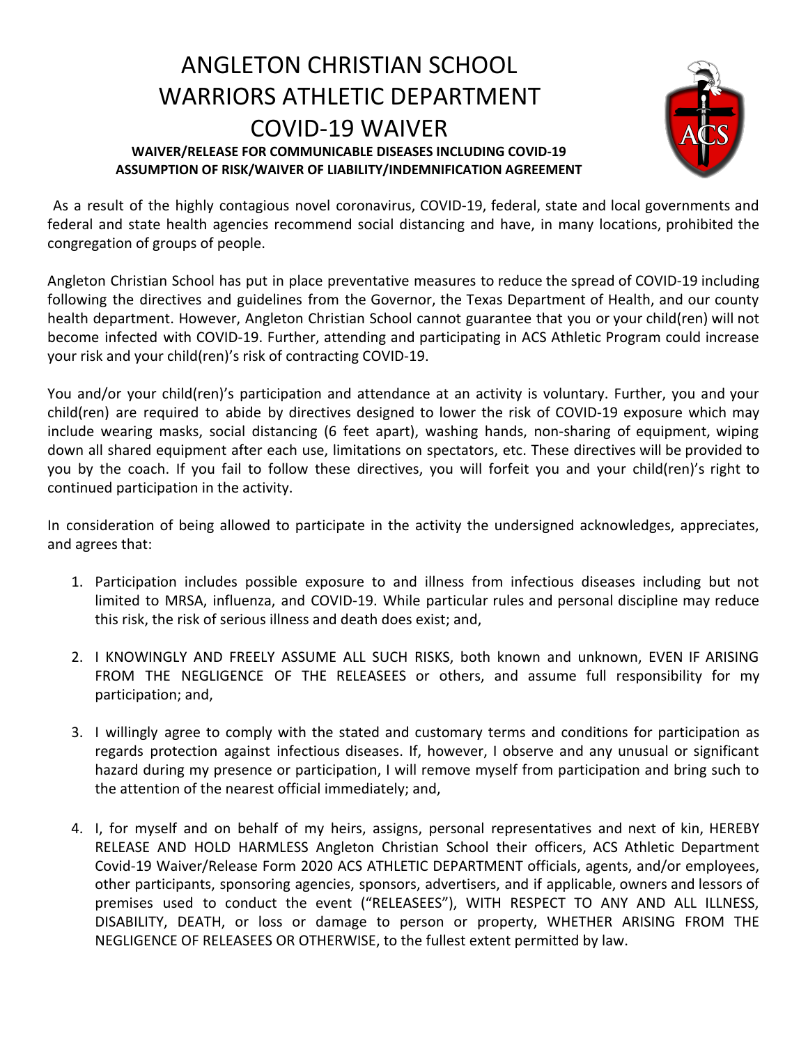# ANGLETON CHRISTIAN SCHOOL
# WARRIORS ATHLETIC DEPARTMENT
# COVID-19 WAIVER

**WAIVER/RELEASE FOR COMMUNICABLE DISEASES INCLUDING COVID-19**
**ASSUMPTION OF RISK/WAIVER OF LIABILITY/INDEMNIFICATION AGREEMENT**

As a result of the highly contagious novel coronavirus, COVID-19, federal, state and local governments and federal and state health agencies recommend social distancing and have, in many locations, prohibited the congregation of groups of people.

Angleton Christian School has put in place preventative measures to reduce the spread of COVID-19 including following the directives and guidelines from the Governor, the Texas Department of Health, and our county health department. However, Angleton Christian School cannot guarantee that you or your child(ren) will not become infected with COVID-19. Further, attending and participating in ACS Athletic Program could increase your risk and your child(ren)'s risk of contracting COVID-19.

You and/or your child(ren)'s participation and attendance at an activity is voluntary. Further, you and your child(ren) are required to abide by directives designed to lower the risk of COVID-19 exposure which may include wearing masks, social distancing (6 feet apart), washing hands, non-sharing of equipment, wiping down all shared equipment after each use, limitations on spectators, etc. These directives will be provided to you by the coach. If you fail to follow these directives, you will forfeit you and your child(ren)'s right to continued participation in the activity.

In consideration of being allowed to participate in the activity the undersigned acknowledges, appreciates, and agrees that:

1. Participation includes possible exposure to and illness from infectious diseases including but not limited to MRSA, influenza, and COVID-19. While particular rules and personal discipline may reduce this risk, the risk of serious illness and death does exist; and,

2. I KNOWINGLY AND FREELY ASSUME ALL SUCH RISKS, both known and unknown, EVEN IF ARISING FROM THE NEGLIGENCE OF THE RELEASEES or others, and assume full responsibility for my participation; and,

3. I willingly agree to comply with the stated and customary terms and conditions for participation as regards protection against infectious diseases. If, however, I observe and any unusual or significant hazard during my presence or participation, I will remove myself from participation and bring such to the attention of the nearest official immediately; and,

4. I, for myself and on behalf of my heirs, assigns, personal representatives and next of kin, HEREBY RELEASE AND HOLD HARMLESS Angleton Christian School their officers, ACS Athletic Department Covid-19 Waiver/Release Form 2020 ACS ATHLETIC DEPARTMENT officials, agents, and/or employees, other participants, sponsoring agencies, sponsors, advertisers, and if applicable, owners and lessors of premises used to conduct the event ("RELEASEES"), WITH RESPECT TO ANY AND ALL ILLNESS, DISABILITY, DEATH, or loss or damage to person or property, WHETHER ARISING FROM THE NEGLIGENCE OF RELEASEES OR OTHERWISE, to the fullest extent permitted by law.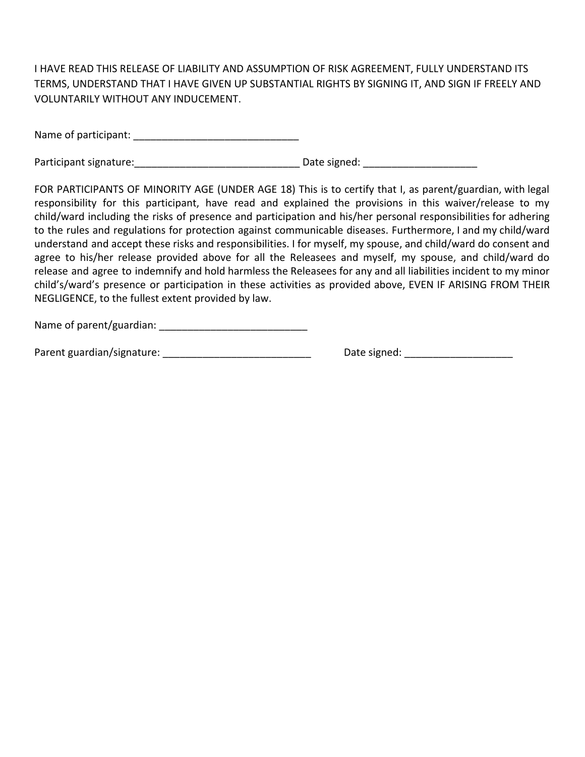I HAVE READ THIS RELEASE OF LIABILITY AND ASSUMPTION OF RISK AGREEMENT, FULLY UNDERSTAND ITS TERMS, UNDERSTAND THAT I HAVE GIVEN UP SUBSTANTIAL RIGHTS BY SIGNING IT, AND SIGN IF FREELY AND VOLUNTARILY WITHOUT ANY INDUCEMENT.

Name of participant: ______________________________

Participant signature:______________________________ Date signed: ____________________

FOR PARTICIPANTS OF MINORITY AGE (UNDER AGE 18) This is to certify that I, as parent/guardian, with legal responsibility for this participant, have read and explained the provisions in this waiver/release to my child/ward including the risks of presence and participation and his/her personal responsibilities for adhering to the rules and regulations for protection against communicable diseases. Furthermore, I and my child/ward understand and accept these risks and responsibilities. I for myself, my spouse, and child/ward do consent and agree to his/her release provided above for all the Releasees and myself, my spouse, and child/ward do release and agree to indemnify and hold harmless the Releasees for any and all liabilities incident to my minor child's/ward's presence or participation in these activities as provided above, EVEN IF ARISING FROM THEIR NEGLIGENCE, to the fullest extent provided by law.

Name of parent/guardian: ___________________________

Parent guardian/signature: ___________________________ Date signed: ___________________